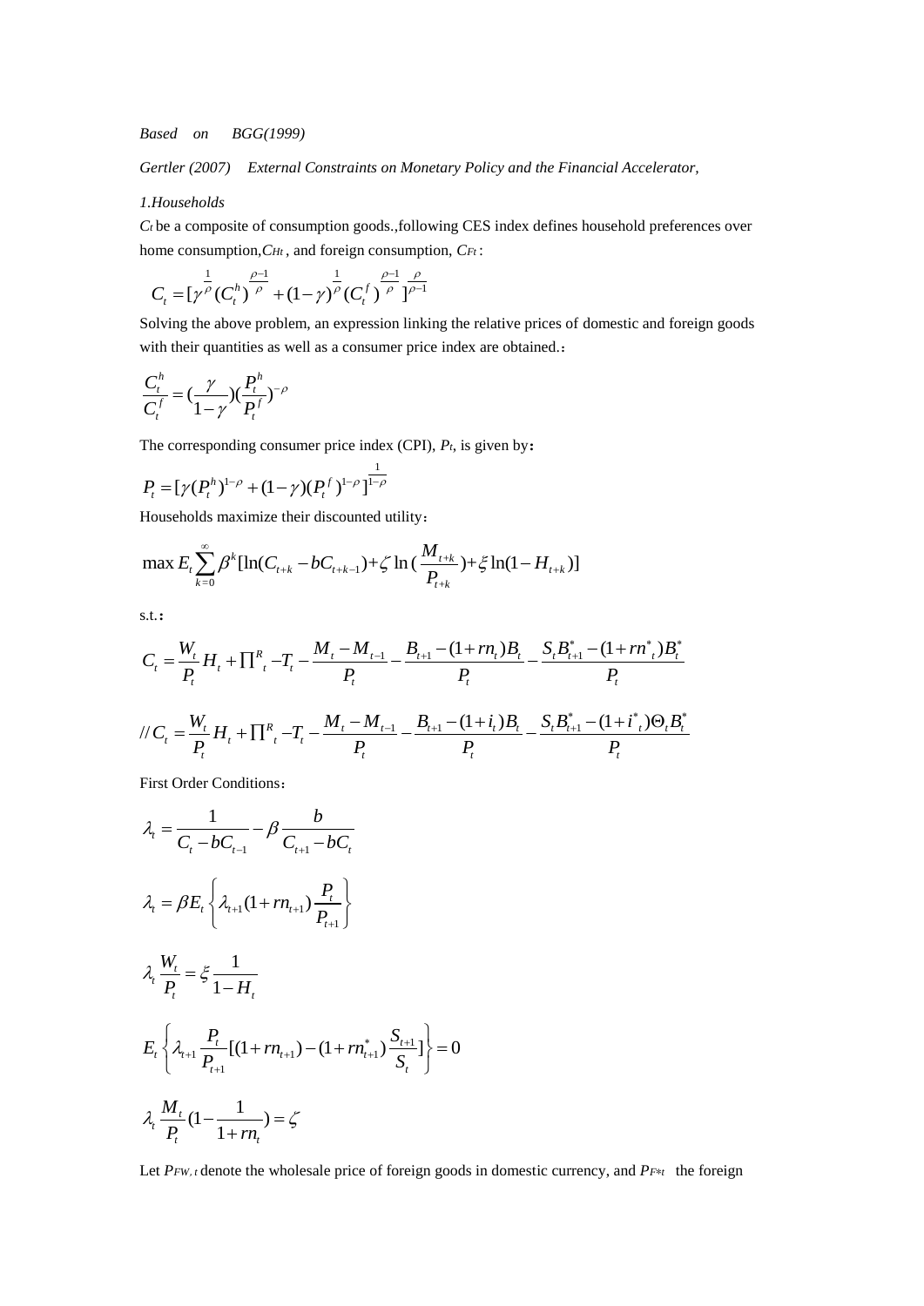*Based on BGG(1999)*

*Gertler (2007) External Constraints on Monetary Policy and the Financial Accelerator,*

*1.Households*

$C_t$ be a composite of consumption goods.,following CES index defines household preferences over home consumption, $C_{Ht}$, and foreign consumption, $C_{Ft}$:

$$C_t = [\gamma^{\frac{1}{\rho}} (C_t^h)^{\frac{\rho-1}{\rho}} + (1-\gamma)^{\frac{1}{\rho}} (C_t^f)^{\frac{\rho-1}{\rho}}]^{\frac{\rho}{\rho-1}}$$

Solving the above problem, an expression linking the relative prices of domestic and foreign goods with their quantities as well as a consumer price index are obtained.:

$$\frac{C_t^h}{C_t^f} = (\frac{\gamma}{1-\gamma})(\frac{P_t^h}{P_t^f})^{-\rho}$$

The corresponding consumer price index (CPI), $P_t$, is given by:

$$P_t = [\gamma (P_t^h)^{1-\rho} + (1-\gamma)(P_t^f)^{1-\rho}]^{\frac{1}{1-\rho}}$$

Households maximize their discounted utility:

$$\max E_t \sum_{k=0}^{\infty} \beta^k [\ln(C_{t+k} - bC_{t+k-1}) + \zeta \ln(\frac{M_{t+k}}{P_{t+k}}) + \xi \ln(1 - H_{t+k})]$$

s.t.:

$$C_t = \frac{W_t}{P_t} H_t + \prod^R{}_t - T_t - \frac{M_t - M_{t-1}}{P_t} - \frac{B_{t+1} - (1+rn_t)B_t}{P_t} - \frac{S_t B_{t+1}^* - (1+rn^*{}_t)B_t^*}{P_t}$$

$$// C_t = \frac{W_t}{P_t} H_t + \prod^R{}_t - T_t - \frac{M_t - M_{t-1}}{P_t} - \frac{B_{t+1} - (1+i_t)B_t}{P_t} - \frac{S_t B_{t+1}^* - (1+i^*{}_t)\Theta_t B_t^*}{P_t}$$

First Order Conditions:

$$\lambda_t = \frac{1}{C_t - bC_{t-1}} - \beta \frac{b}{C_{t+1} - bC_t}$$

$$\lambda_t = \beta E_t \left\{ \lambda_{t+1} (1 + rn_{t+1}) \frac{P_t}{P_{t+1}} \right\}$$

$$\lambda_t \frac{W_t}{P_t} = \xi \frac{1}{1 - H_t}$$

$$E_t \left\{ \lambda_{t+1} \frac{P_t}{P_{t+1}} [(1 + rn_{t+1}) - (1 + rn_{t+1}^*) \frac{S_{t+1}}{S_t}] \right\} = 0$$

$$\lambda_t \frac{M_t}{P_t} (1 - \frac{1}{1 + rn_t}) = \zeta$$

Let $P_{FW,t}$ denote the wholesale price of foreign goods in domestic currency, and $P_{F^*t}$ the foreign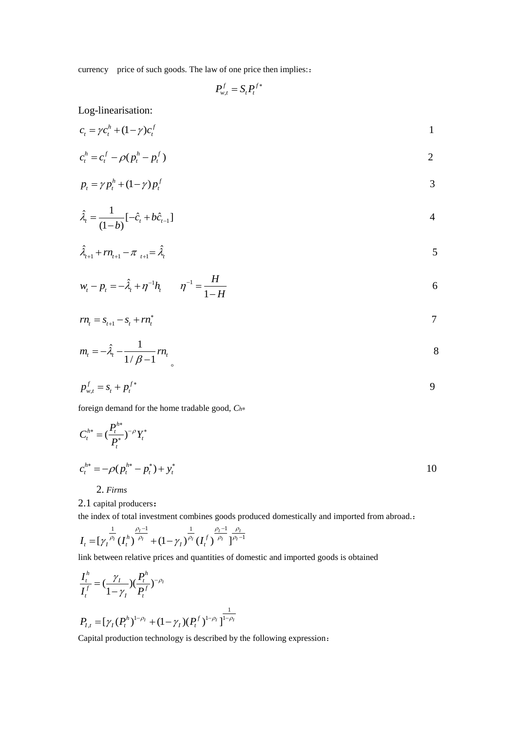currency price of such goods. The law of one price then implies:：

$$P_{w,t}^{f} = S_t P_t^{f*}$$

Log-linearisation:

$$c_t = \gamma c_t^h + (1-\gamma) c_t^f \qquad 1$$

$$c_t^h = c_t^f - \rho (p_t^h - p_t^f) \qquad 2$$

$$p_t = \gamma p_t^h + (1-\gamma) p_t^f \qquad 3$$

$$\hat{\lambda}_t = \frac{1}{(1-b)}[-\hat{c}_t + b\hat{c}_{t-1}] \qquad 4$$

$$\hat{\lambda}_{t+1} + rn_{t+1} - \pi_{t+1} = \hat{\lambda}_t \qquad 5$$

$$w_t - p_t = -\hat{\lambda}_t + \eta^{-1} h_t \qquad \eta^{-1} = \frac{H}{1-H} \qquad 6$$

$$rn_t = s_{t+1} - s_t + rn_t^* \qquad 7$$

$$m_t = -\hat{\lambda}_t - \frac{1}{1/\beta - 1} rn_t \qquad 8$$

$$p_{w,t}^f = s_t + p_t^{f*} \qquad 9$$

foreign demand for the home tradable good, $C^{h*}$

$$C_t^{h*} = \left(\frac{P_t^{h*}}{P_t^*}\right)^{-\rho} Y_t^*$$

$$c_t^{h*} = -\rho (p_t^{h*} - p_t^*) + y_t^* \qquad 10$$

2. *Firms*

2.1 capital producers：

the index of total investment combines goods produced domestically and imported from abroad.：

$$I_t = [\gamma_I^{\frac{1}{\rho_I}} (I_t^h)^{\frac{\rho_I - 1}{\rho_I}} + (1-\gamma_I)^{\frac{1}{\rho_I}} (I_t^f)^{\frac{\rho_I - 1}{\rho_I}}]^{\frac{\rho_I}{\rho_I - 1}}$$

link between relative prices and quantities of domestic and imported goods is obtained

$$\frac{I_t^h}{I_t^f} = \left(\frac{\gamma_I}{1-\gamma_I}\right)\left(\frac{P_t^h}{P_t^f}\right)^{-\rho_I}$$

$$P_{I,t} = [\gamma_I (P_t^h)^{1-\rho_I} + (1-\gamma_I)(P_t^f)^{1-\rho_I}]^{\frac{1}{1-\rho_I}}$$

Capital production technology is described by the following expression：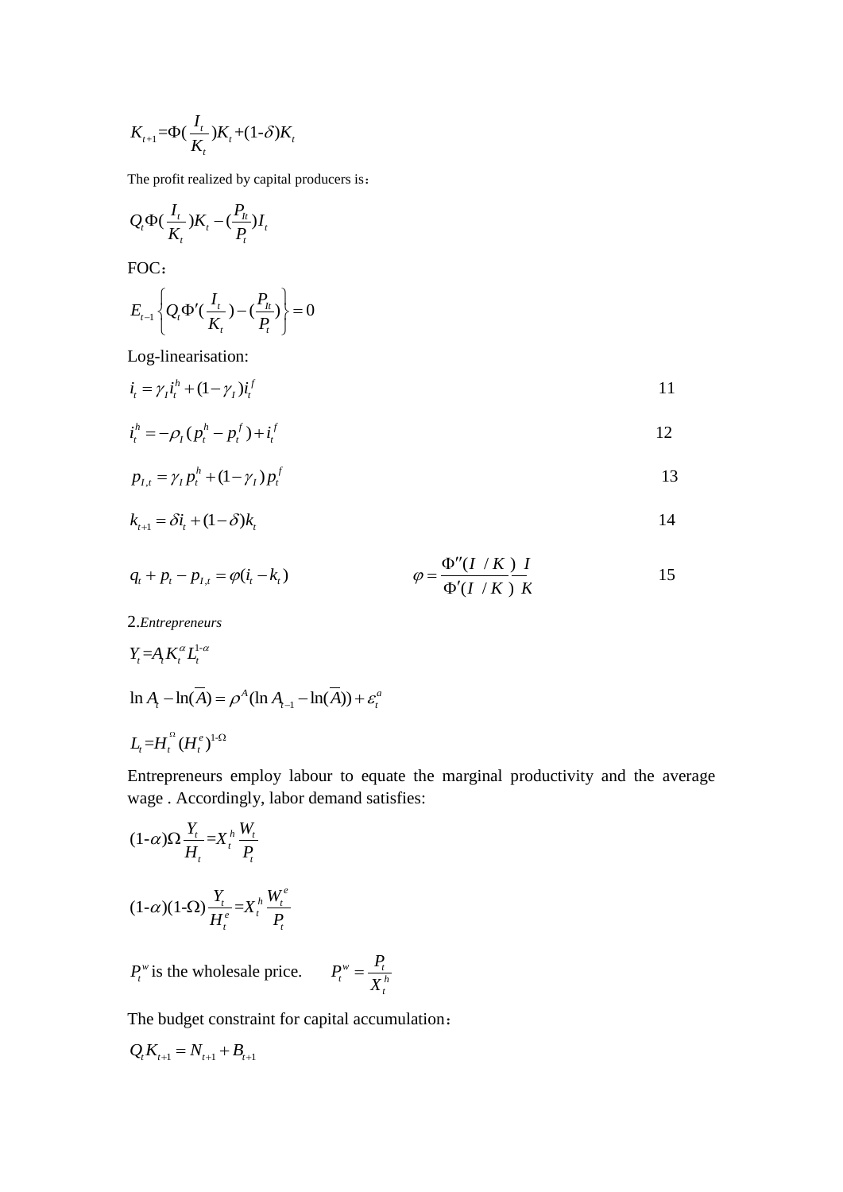$$K_{t+1}=\Phi(\frac{I_t}{K_t})K_t+(1\text{-}\delta)K_t$$

The profit realized by capital producers is：

$$Q_t\Phi(\frac{I_t}{K_t})K_t-(\frac{P_{It}}{P_t})I_t$$

FOC：

$$E_{t-1}\left\{Q_t\Phi'(\frac{I_t}{K_t})-(\frac{P_{It}}{P_t})\right\}=0$$

Log-linearisation:

$$i_t=\gamma_I i_t^h+(1-\gamma_I)i_t^f \qquad 11$$

$$i_t^h=-\rho_I(p_t^h-p_t^f)+i_t^f \qquad 12$$

$$p_{I,t}=\gamma_I p_t^h+(1-\gamma_I)p_t^f \qquad 13$$

$$k_{t+1}=\delta i_t+(1-\delta)k_t \qquad 14$$

$$q_t+p_t-p_{I,t}=\varphi(i_t-k_t) \qquad \varphi=\frac{\Phi''(I\ /K\ )}{\Phi'(I\ /K\ )}\frac{I}{K} \qquad 15$$

2.*Entrepreneurs*

$$Y_t=A_tK_t^{\alpha}L_t^{1\text{-}\alpha}$$

$$\ln A_t-\ln(\overline{A})=\rho^A(\ln A_{t-1}-\ln(\overline{A}))+\varepsilon_t^a$$

$$L_t=H_t^{\Omega}(H_t^e)^{1\text{-}\Omega}$$

Entrepreneurs employ labour to equate the marginal productivity and the average wage . Accordingly, labor demand satisfies:

$$(1\text{-}\alpha)\Omega\frac{Y_t}{H_t}=X_t^h\frac{W_t}{P_t}$$

$$(1\text{-}\alpha)(1\text{-}\Omega)\frac{Y_t}{H_t^e}=X_t^h\frac{W_t^e}{P_t}$$

$P_t^w$ is the wholesale price. $\quad P_t^w=\frac{P_t}{X_t^h}$

The budget constraint for capital accumulation：

$$Q_tK_{t+1}=N_{t+1}+B_{t+1}$$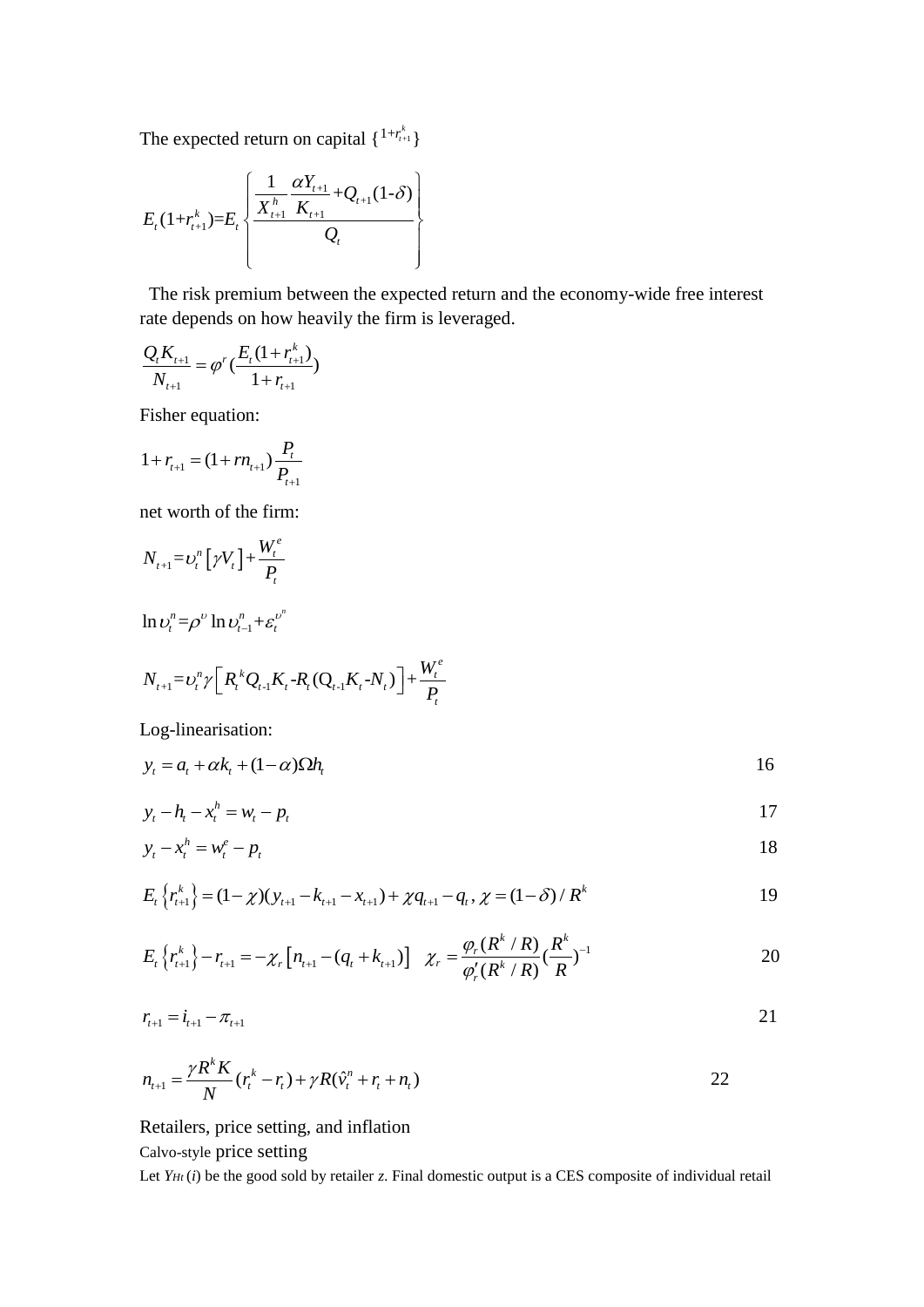The expected return on capital $\{1+r_{t+1}^k\}$

$$E_t(1+r_{t+1}^k)=E_t\left\{\frac{\dfrac{1}{X_{t+1}^h}\dfrac{\alpha Y_{t+1}}{K_{t+1}}+Q_{t+1}(1\text{-}\delta)}{Q_t}\right\}$$

The risk premium between the expected return and the economy-wide free interest rate depends on how heavily the firm is leveraged.

$$\frac{Q_t K_{t+1}}{N_{t+1}}=\varphi^r\left(\frac{E_t(1+r_{t+1}^k)}{1+r_{t+1}}\right)$$

Fisher equation:

$$1+r_{t+1}=(1+rn_{t+1})\frac{P_t}{P_{t+1}}$$

net worth of the firm:

$$N_{t+1}=\upsilon_t^n\left[\gamma V_t\right]+\frac{W_t^e}{P_t}$$

$$\ln\upsilon_t^n=\rho^\upsilon\ln\upsilon_{t-1}^n+\varepsilon_t^{\upsilon^n}$$

$$N_{t+1}=\upsilon_t^n\gamma\left[R_t^kQ_{t\text{-}1}K_t\text{-}R_t(\mathrm{Q}_{t\text{-}1}K_t\text{-}N_t)\right]+\frac{W_t^e}{P_t}$$

Log-linearisation:

$$y_t=a_t+\alpha k_t+(1-\alpha)\Omega h_t \tag{16}$$

$$y_t-h_t-x_t^h=w_t-p_t \tag{17}$$

$$y_t-x_t^h=w_t^e-p_t \tag{18}$$

$$E_t\left\{r_{t+1}^k\right\}=(1-\chi)(y_{t+1}-k_{t+1}-x_{t+1})+\chi q_{t+1}-q_t,\ \chi=(1-\delta)/R^k \tag{19}$$

$$E_t\left\{r_{t+1}^k\right\}-r_{t+1}=-\chi_r\left[n_{t+1}-(q_t+k_{t+1})\right]\quad \chi_r=\frac{\varphi_r(R^k/R)}{\varphi_r'(R^k/R)}\left(\frac{R^k}{R}\right)^{-1} \tag{20}$$

$$r_{t+1}=i_{t+1}-\pi_{t+1} \tag{21}$$

$$n_{t+1}=\frac{\gamma R^kK}{N}(r_t^k-r_t)+\gamma R(\hat{v}_t^n+r_t+n_t) \tag{22}$$

Retailers, price setting, and inflation

Calvo-style price setting

Let $Y_{Ht}(i)$ be the good sold by retailer $z$. Final domestic output is a CES composite of individual retail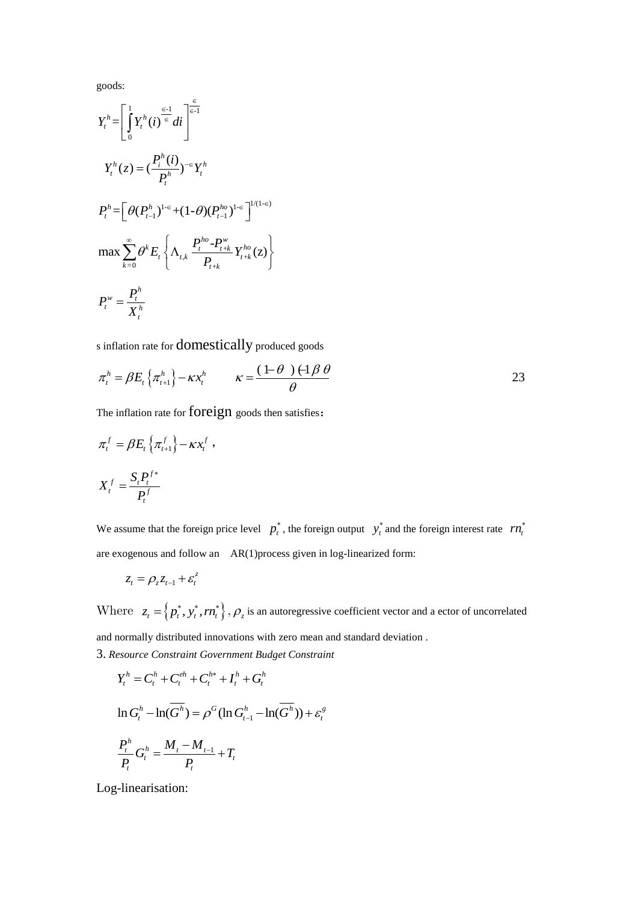goods:

$$Y_t^h = \left[ \int_0^1 Y_t^h(i)^{\frac{\in-1}{\in}} di \right]^{\frac{\in}{\in-1}}$$

$$Y_t^h(z) = \left(\frac{P_i^h(i)}{P_t^h}\right)^{-\in} Y_t^h$$

$$P_t^h = \left[ \theta (P_{t-1}^h)^{1-\in} + (1-\theta)(P_{t-1}^{ho})^{1-\in} \right]^{1/(1-\in)}$$

$$\max \sum_{k=0}^{\infty} \theta^k E_t \left\{ \Lambda_{t,k} \frac{P_t^{ho} - P_{t+k}^w}{P_{t+k}} Y_{t+k}^{ho}(z) \right\}$$

$$P_t^w = \frac{P_t^h}{X_t^h}$$

s inflation rate for domestically produced goods

$$\pi_t^h = \beta E_t \left\{ \pi_{t+1}^h \right\} - \kappa x_t^h \qquad \kappa = \frac{(1-\theta)(1-\beta\theta)}{\theta} \tag{23}$$

The inflation rate for foreign goods then satisfies：

$$\pi_t^f = \beta E_t \left\{ \pi_{t+1}^f \right\} - \kappa x_t^f ,$$

$$X_t^f = \frac{S_t P_t^{f*}}{P_t^f}$$

We assume that the foreign price level $p_t^*$, the foreign output $y_t^*$ and the foreign interest rate $rn_t^*$ are exogenous and follow an AR(1)process given in log-linearized form:

$$z_t = \rho_z z_{t-1} + \varepsilon_t^z$$

Where $z_t = \left\{ p_t^*, y_t^*, rn_t^* \right\}$, $\rho_z$ is an autoregressive coefficient vector and a ector of uncorrelated and normally distributed innovations with zero mean and standard deviation .

3. *Resource Constraint Government Budget Constraint*

$$Y_t^h = C_t^h + C_t^{eh} + C_t^{h*} + I_t^h + G_t^h$$

$$\ln G_t^h - \ln(\overline{G^h}) = \rho^G (\ln G_{t-1}^h - \ln(\overline{G^h})) + \varepsilon_t^g$$

$$\frac{P_t^h}{P_t} G_t^h = \frac{M_t - M_{t-1}}{P_t} + T_t$$

Log-linearisation: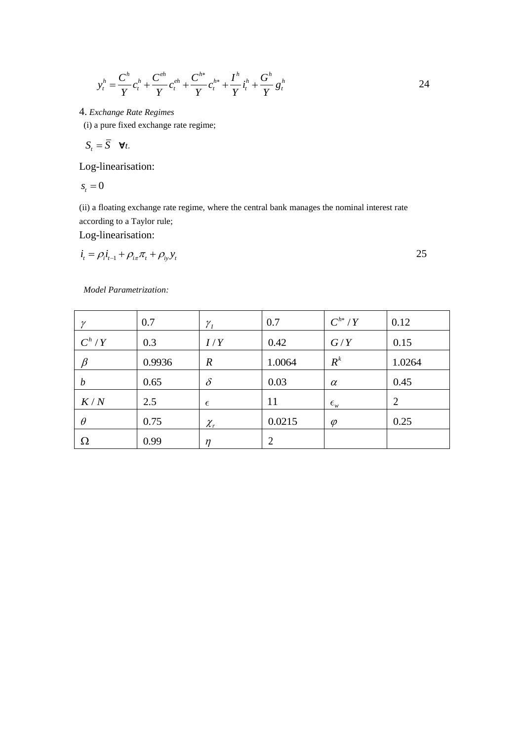$$y_t^h = \frac{C^h}{Y} c_t^h + \frac{C^{eh}}{Y} c_t^{eh} + \frac{C^{h*}}{Y} c_t^{h*} + \frac{I^h}{Y} i_t^h + \frac{G^h}{Y} g_t^h \qquad 24$$

4. *Exchange Rate Regimes*

(i) a pure fixed exchange rate regime;

$S_t = \bar{S} \quad \forall t.$

Log-linearisation:

$s_t = 0$

(ii) a floating exchange rate regime, where the central bank manages the nominal interest rate according to a Taylor rule;

Log-linearisation:

$$i_t = \rho_i i_{t-1} + \rho_{i\pi} \pi_t + \rho_{iy} y_t \qquad 25$$

*Model Parametrization:*

| | | | | | |
|---|---|---|---|---|---|
| $\gamma$ | 0.7 | $\gamma_I$ | 0.7 | $C^{h*}/Y$ | 0.12 |
| $C^h/Y$ | 0.3 | $I/Y$ | 0.42 | $G/Y$ | 0.15 |
| $\beta$ | 0.9936 | $R$ | 1.0064 | $R^k$ | 1.0264 |
| $b$ | 0.65 | $\delta$ | 0.03 | $\alpha$ | 0.45 |
| $K/N$ | 2.5 | $\epsilon$ | 11 | $\epsilon_w$ | 2 |
| $\theta$ | 0.75 | $\chi_r$ | 0.0215 | $\varphi$ | 0.25 |
| $\Omega$ | 0.99 | $\eta$ | 2 | | |